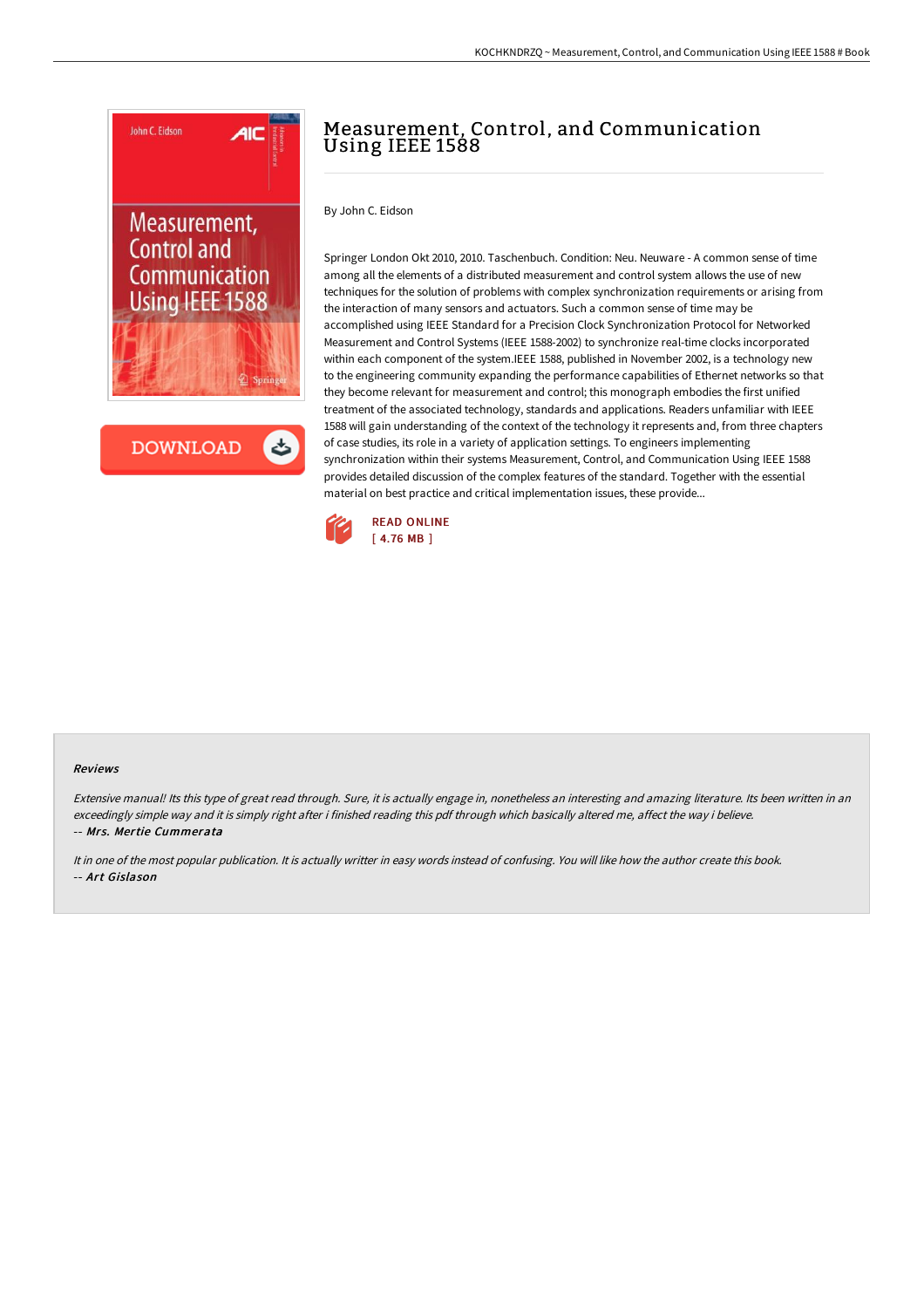# Measurement, Control, and Communication Using IEEE 1588

By John C. Eidson

Springer London Okt 2010, 2010. Taschenbuch. Condition: Neu. Neuware - A common sense of time among all the elements of a distributed measurement and control system allows the use of new techniques for the solution of problems with complex synchronization requirements or arising from the interaction of many sensors and actuators. Such a common sense of time may be accomplished using IEEE Standard for a Precision Clock Synchronization Protocol for Networked Measurement and Control Systems (IEEE 1588-2002) to synchronize real-time clocks incorporated within each component of the system.IEEE 1588, published in November 2002, is a technology new to the engineering community expanding the performance capabilities of Ethernet networks so that they become relevant for measurement and control; this monograph embodies the first unified treatment of the associated technology, standards and applications. Readers unfamiliar with IEEE 1588 will gain understanding of the context of the technology it represents and, from three chapters of case studies, its role in a variety of application settings. To engineers implementing synchronization within their systems Measurement, Control, and Communication Using IEEE 1588 provides detailed discussion of the complex features of the standard. Together with the essential material on best practice and critical implementation issues, these provide...

READ ONLINE
[ 4.76 MB ]

## Reviews

*Extensive manual! Its this type of great read through. Sure, it is actually engage in, nonetheless an interesting and amazing literature. Its been written in an exceedingly simple way and it is simply right after i finished reading this pdf through which basically altered me, affect the way i believe.*
-- *Mrs. Mertie Cummerata*

*It in one of the most popular publication. It is actually writter in easy words instead of confusing. You will like how the author create this book.*
-- *Art Gislason*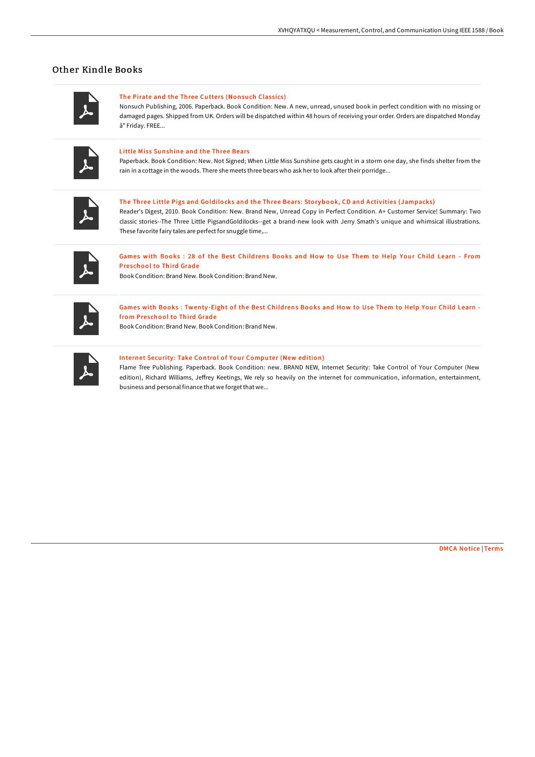## Other Kindle Books

### The Pirate and the Three Cutters (Nonsuch Classics)

Nonsuch Publishing, 2006. Paperback. Book Condition: New. A new, unread, unused book in perfect condition with no missing or damaged pages. Shipped from UK. Orders will be dispatched within 48 hours of receiving your order. Orders are dispatched Monday â" Friday. FREE...

### Little Miss Sunshine and the Three Bears

Paperback. Book Condition: New. Not Signed; When Little Miss Sunshine gets caught in a storm one day, she finds shelter from the rain in a cottage in the woods. There she meets three bears who ask her to look after their porridge...

### The Three Little Pigs and Goldilocks and the Three Bears: Storybook, CD and Activities (Jampacks)

Reader's Digest, 2010. Book Condition: New. Brand New, Unread Copy in Perfect Condition. A+ Customer Service! Summary: Two classic stories--The Three Little PigsandGoldilocks--get a brand-new look with Jerry Smath's unique and whimsical illustrations. These favorite fairy tales are perfect for snuggle time,...

### Games with Books : 28 of the Best Childrens Books and How to Use Them to Help Your Child Learn - From Preschool to Third Grade

Book Condition: Brand New. Book Condition: Brand New.

### Games with Books : Twenty-Eight of the Best Childrens Books and How to Use Them to Help Your Child Learn - from Preschool to Third Grade

Book Condition: Brand New. Book Condition: Brand New.

### Internet Security: Take Control of Your Computer (New edition)

Flame Tree Publishing. Paperback. Book Condition: new. BRAND NEW, Internet Security: Take Control of Your Computer (New edition), Richard Williams, Jeffrey Keetings, We rely so heavily on the internet for communication, information, entertainment, business and personal finance that we forget that we...

DMCA Notice | Terms